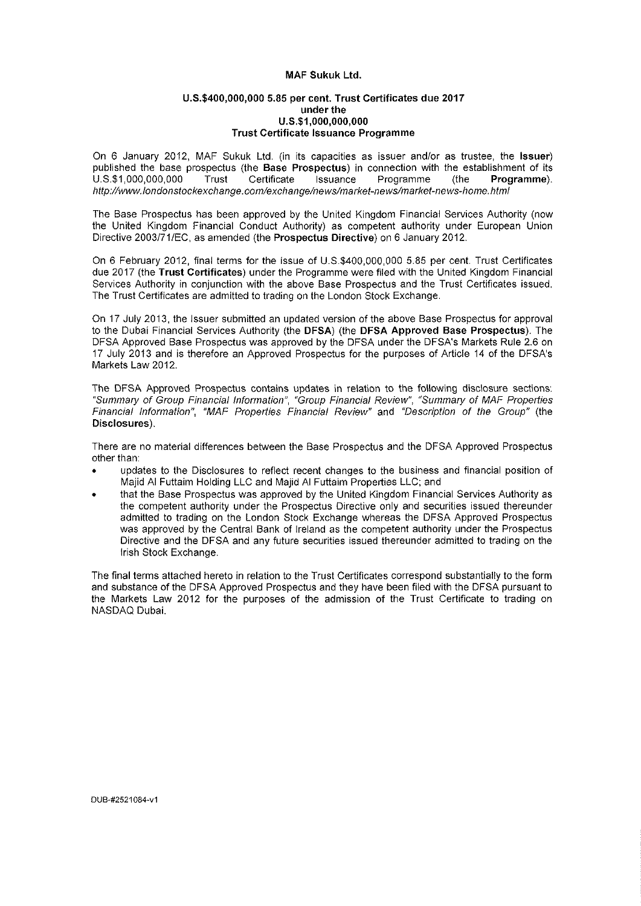**MAF Sukuk Ltd.**

**U.S.$400,000,000 5.85 per cent. Trust Certificates due 2017**
**under the**
**U.S.$1,000,000,000**
**Trust Certificate Issuance Programme**

On 6 January 2012, MAF Sukuk Ltd. (in its capacities as issuer and/or as trustee, the **Issuer**) published the base prospectus (the **Base Prospectus**) in connection with the establishment of its U.S.$1,000,000,000 Trust Certificate Issuance Programme (the **Programme**). *http://www.londonstockexchange.com/exchange/news/market-news/market-news-home.html*

The Base Prospectus has been approved by the United Kingdom Financial Services Authority (now the United Kingdom Financial Conduct Authority) as competent authority under European Union Directive 2003/71/EC, as amended (the **Prospectus Directive**) on 6 January 2012.

On 6 February 2012, final terms for the issue of U.S.$400,000,000 5.85 per cent. Trust Certificates due 2017 (the **Trust Certificates**) under the Programme were filed with the United Kingdom Financial Services Authority in conjunction with the above Base Prospectus and the Trust Certificates issued. The Trust Certificates are admitted to trading on the London Stock Exchange.

On 17 July 2013, the Issuer submitted an updated version of the above Base Prospectus for approval to the Dubai Financial Services Authority (the **DFSA**) (the **DFSA Approved Base Prospectus**). The DFSA Approved Base Prospectus was approved by the DFSA under the DFSA's Markets Rule 2.6 on 17 July 2013 and is therefore an Approved Prospectus for the purposes of Article 14 of the DFSA's Markets Law 2012.

The DFSA Approved Prospectus contains updates in relation to the following disclosure sections: *"Summary of Group Financial Information"*, *"Group Financial Review"*, *"Summary of MAF Properties Financial Information"*, *"MAF Properties Financial Review"* and *"Description of the Group"* (the **Disclosures**).

There are no material differences between the Base Prospectus and the DFSA Approved Prospectus other than:

- updates to the Disclosures to reflect recent changes to the business and financial position of Majid Al Futtaim Holding LLC and Majid Al Futtaim Properties LLC; and
- that the Base Prospectus was approved by the United Kingdom Financial Services Authority as the competent authority under the Prospectus Directive only and securities issued thereunder admitted to trading on the London Stock Exchange whereas the DFSA Approved Prospectus was approved by the Central Bank of Ireland as the competent authority under the Prospectus Directive and the DFSA and any future securities issued thereunder admitted to trading on the Irish Stock Exchange.

The final terms attached hereto in relation to the Trust Certificates correspond substantially to the form and substance of the DFSA Approved Prospectus and they have been filed with the DFSA pursuant to the Markets Law 2012 for the purposes of the admission of the Trust Certificate to trading on NASDAQ Dubai.

DUB-#2521084-v1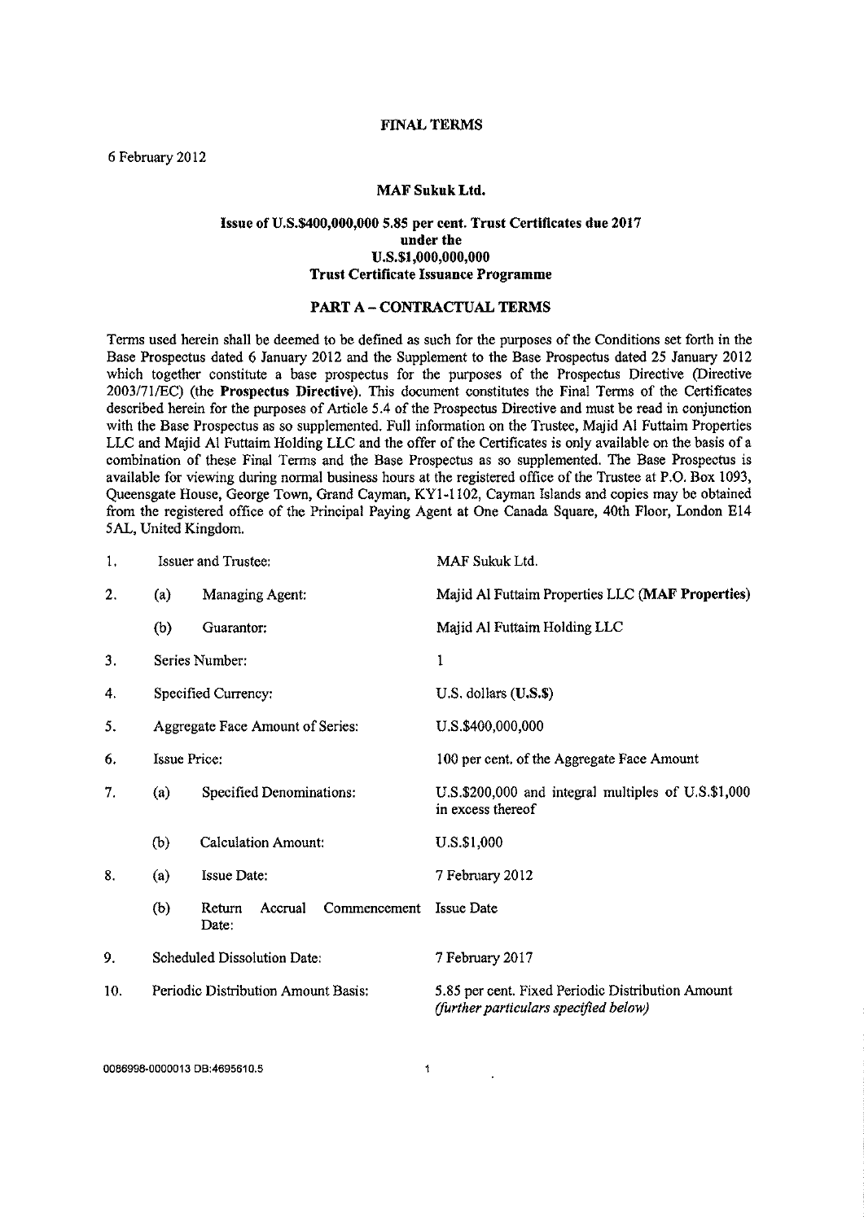# FINAL TERMS

6 February 2012

## MAF Sukuk Ltd.

### Issue of U.S.$400,000,000 5.85 per cent. Trust Certificates due 2017 under the U.S.$1,000,000,000 Trust Certificate Issuance Programme

## PART A – CONTRACTUAL TERMS

Terms used herein shall be deemed to be defined as such for the purposes of the Conditions set forth in the Base Prospectus dated 6 January 2012 and the Supplement to the Base Prospectus dated 25 January 2012 which together constitute a base prospectus for the purposes of the Prospectus Directive (Directive 2003/71/EC) (the **Prospectus Directive**). This document constitutes the Final Terms of the Certificates described herein for the purposes of Article 5.4 of the Prospectus Directive and must be read in conjunction with the Base Prospectus as so supplemented. Full information on the Trustee, Majid Al Futtaim Properties LLC and Majid Al Futtaim Holding LLC and the offer of the Certificates is only available on the basis of a combination of these Final Terms and the Base Prospectus as so supplemented. The Base Prospectus is available for viewing during normal business hours at the registered office of the Trustee at P.O. Box 1093, Queensgate House, George Town, Grand Cayman, KY1-1102, Cayman Islands and copies may be obtained from the registered office of the Principal Paying Agent at One Canada Square, 40th Floor, London E14 5AL, United Kingdom.

| | | | |
|---|---|---|---|
| 1. | Issuer and Trustee: | | MAF Sukuk Ltd. |
| 2. | (a) | Managing Agent: | Majid Al Futtaim Properties LLC (**MAF Properties**) |
| | (b) | Guarantor: | Majid Al Futtaim Holding LLC |
| 3. | Series Number: | | 1 |
| 4. | Specified Currency: | | U.S. dollars (**U.S.$**) |
| 5. | Aggregate Face Amount of Series: | | U.S.$400,000,000 |
| 6. | Issue Price: | | 100 per cent. of the Aggregate Face Amount |
| 7. | (a) | Specified Denominations: | U.S.$200,000 and integral multiples of U.S.$1,000 in excess thereof |
| | (b) | Calculation Amount: | U.S.$1,000 |
| 8. | (a) | Issue Date: | 7 February 2012 |
| | (b) | Return Accrual Commencement Date: | Issue Date |
| 9. | Scheduled Dissolution Date: | | 7 February 2017 |
| 10. | Periodic Distribution Amount Basis: | | 5.85 per cent. Fixed Periodic Distribution Amount *(further particulars specified below)* |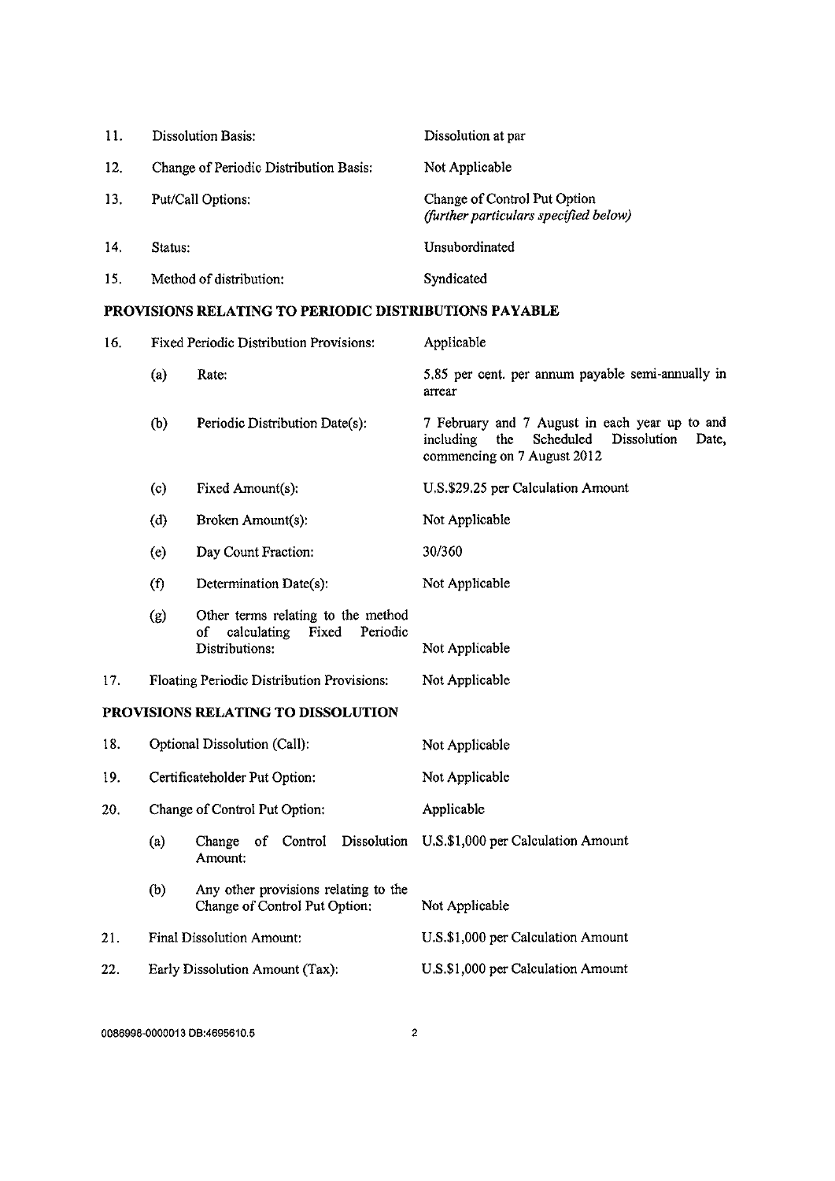| | | |
|---|---|---|
| 11. | Dissolution Basis: | Dissolution at par |
| 12. | Change of Periodic Distribution Basis: | Not Applicable |
| 13. | Put/Call Options: | Change of Control Put Option *(further particulars specified below)* |
| 14. | Status: | Unsubordinated |
| 15. | Method of distribution: | Syndicated |

**PROVISIONS RELATING TO PERIODIC DISTRIBUTIONS PAYABLE**

| | | | |
|---|---|---|---|
| 16. | Fixed Periodic Distribution Provisions: | | Applicable |
| | (a) | Rate: | 5.85 per cent. per annum payable semi-annually in arrear |
| | (b) | Periodic Distribution Date(s): | 7 February and 7 August in each year up to and including the Scheduled Dissolution Date, commencing on 7 August 2012 |
| | (c) | Fixed Amount(s): | U.S.$29.25 per Calculation Amount |
| | (d) | Broken Amount(s): | Not Applicable |
| | (e) | Day Count Fraction: | 30/360 |
| | (f) | Determination Date(s): | Not Applicable |
| | (g) | Other terms relating to the method of calculating Fixed Periodic Distributions: | Not Applicable |
| 17. | Floating Periodic Distribution Provisions: | | Not Applicable |

**PROVISIONS RELATING TO DISSOLUTION**

| | | | |
|---|---|---|---|
| 18. | Optional Dissolution (Call): | | Not Applicable |
| 19. | Certificateholder Put Option: | | Not Applicable |
| 20. | Change of Control Put Option: | | Applicable |
| | (a) | Change of Control Dissolution Amount: | U.S.$1,000 per Calculation Amount |
| | (b) | Any other provisions relating to the Change of Control Put Option: | Not Applicable |
| 21. | Final Dissolution Amount: | | U.S.$1,000 per Calculation Amount |
| 22. | Early Dissolution Amount (Tax): | | U.S.$1,000 per Calculation Amount |

0086998-0000013 DB:4695610.5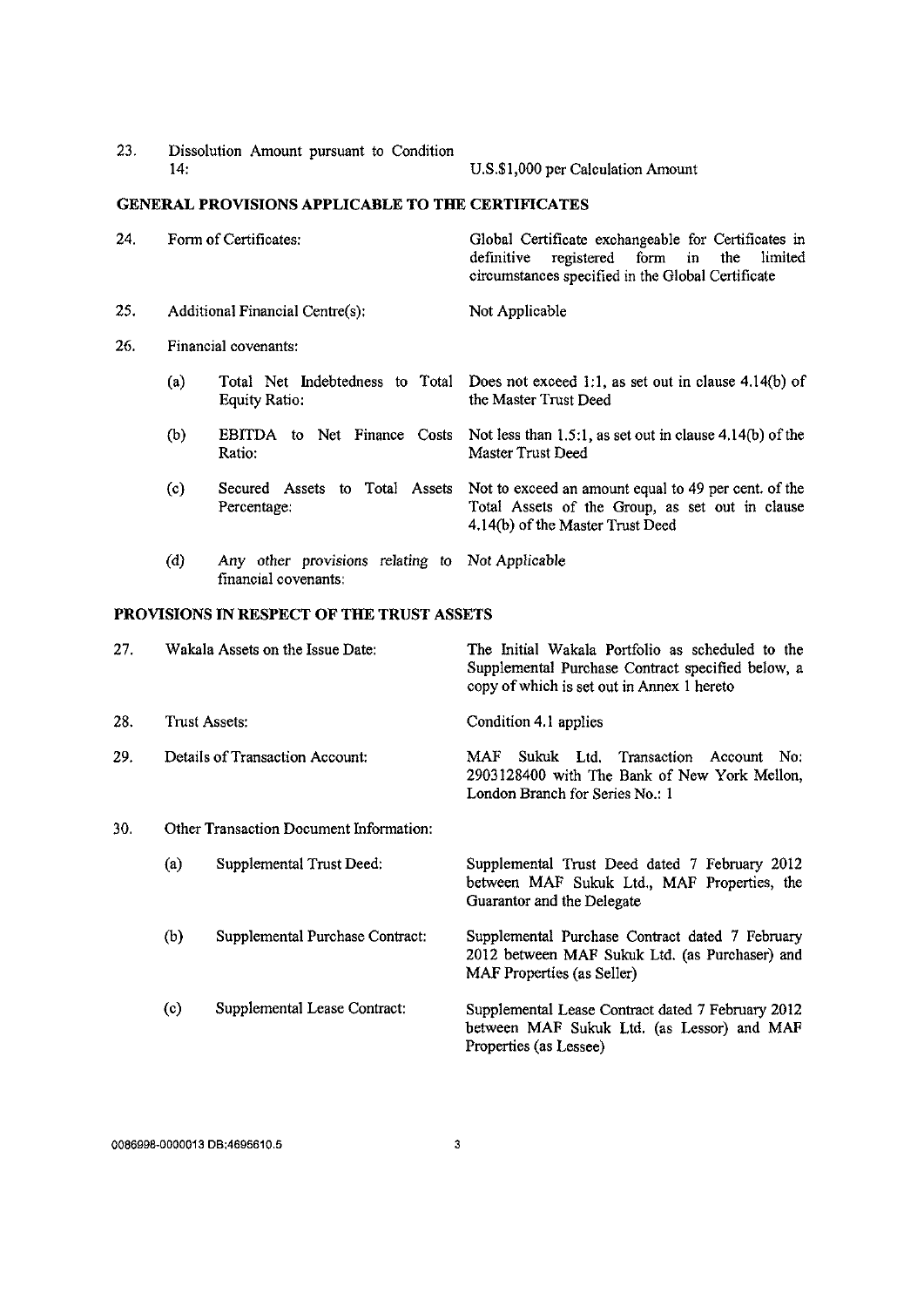| | | |
|---|---|---|
| 23. | Dissolution Amount pursuant to Condition 14: | U.S.$1,000 per Calculation Amount |

## GENERAL PROVISIONS APPLICABLE TO THE CERTIFICATES

| | | |
|---|---|---|
| 24. | Form of Certificates: | Global Certificate exchangeable for Certificates in definitive registered form in the limited circumstances specified in the Global Certificate |
| 25. | Additional Financial Centre(s): | Not Applicable |
| 26. | Financial covenants: | |
| | (a) Total Net Indebtedness to Total Equity Ratio: | Does not exceed 1:1, as set out in clause 4.14(b) of the Master Trust Deed |
| | (b) EBITDA to Net Finance Costs Ratio: | Not less than 1.5:1, as set out in clause 4.14(b) of the Master Trust Deed |
| | (c) Secured Assets to Total Assets Percentage: | Not to exceed an amount equal to 49 per cent. of the Total Assets of the Group, as set out in clause 4.14(b) of the Master Trust Deed |
| | (d) Any other provisions relating to financial covenants: | Not Applicable |

## PROVISIONS IN RESPECT OF THE TRUST ASSETS

| | | |
|---|---|---|
| 27. | Wakala Assets on the Issue Date: | The Initial Wakala Portfolio as scheduled to the Supplemental Purchase Contract specified below, a copy of which is set out in Annex 1 hereto |
| 28. | Trust Assets: | Condition 4.1 applies |
| 29. | Details of Transaction Account: | MAF Sukuk Ltd. Transaction Account No: 2903128400 with The Bank of New York Mellon, London Branch for Series No.: 1 |
| 30. | Other Transaction Document Information: | |
| | (a) Supplemental Trust Deed: | Supplemental Trust Deed dated 7 February 2012 between MAF Sukuk Ltd., MAF Properties, the Guarantor and the Delegate |
| | (b) Supplemental Purchase Contract: | Supplemental Purchase Contract dated 7 February 2012 between MAF Sukuk Ltd. (as Purchaser) and MAF Properties (as Seller) |
| | (c) Supplemental Lease Contract: | Supplemental Lease Contract dated 7 February 2012 between MAF Sukuk Ltd. (as Lessor) and MAF Properties (as Lessee) |

0086998-0000013 DB:4695610.5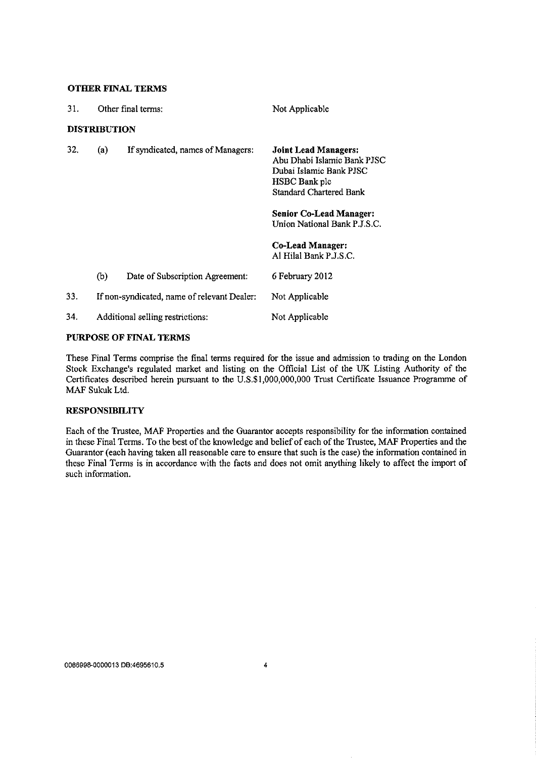**OTHER FINAL TERMS**

| | | |
|---|---|---|
| 31. | Other final terms: | Not Applicable |

**DISTRIBUTION**

| | | | |
|---|---|---|---|
| 32. | (a) | If syndicated, names of Managers: | **Joint Lead Managers:**<br>Abu Dhabi Islamic Bank PJSC<br>Dubai Islamic Bank PJSC<br>HSBC Bank plc<br>Standard Chartered Bank<br><br>**Senior Co-Lead Manager:**<br>Union National Bank P.J.S.C.<br><br>**Co-Lead Manager:**<br>Al Hilal Bank P.J.S.C. |
| | (b) | Date of Subscription Agreement: | 6 February 2012 |
| 33. | | If non-syndicated, name of relevant Dealer: | Not Applicable |
| 34. | | Additional selling restrictions: | Not Applicable |

**PURPOSE OF FINAL TERMS**

These Final Terms comprise the final terms required for the issue and admission to trading on the London Stock Exchange's regulated market and listing on the Official List of the UK Listing Authority of the Certificates described herein pursuant to the U.S.$1,000,000,000 Trust Certificate Issuance Programme of MAF Sukuk Ltd.

**RESPONSIBILITY**

Each of the Trustee, MAF Properties and the Guarantor accepts responsibility for the information contained in these Final Terms. To the best of the knowledge and belief of each of the Trustee, MAF Properties and the Guarantor (each having taken all reasonable care to ensure that such is the case) the information contained in these Final Terms is in accordance with the facts and does not omit anything likely to affect the import of such information.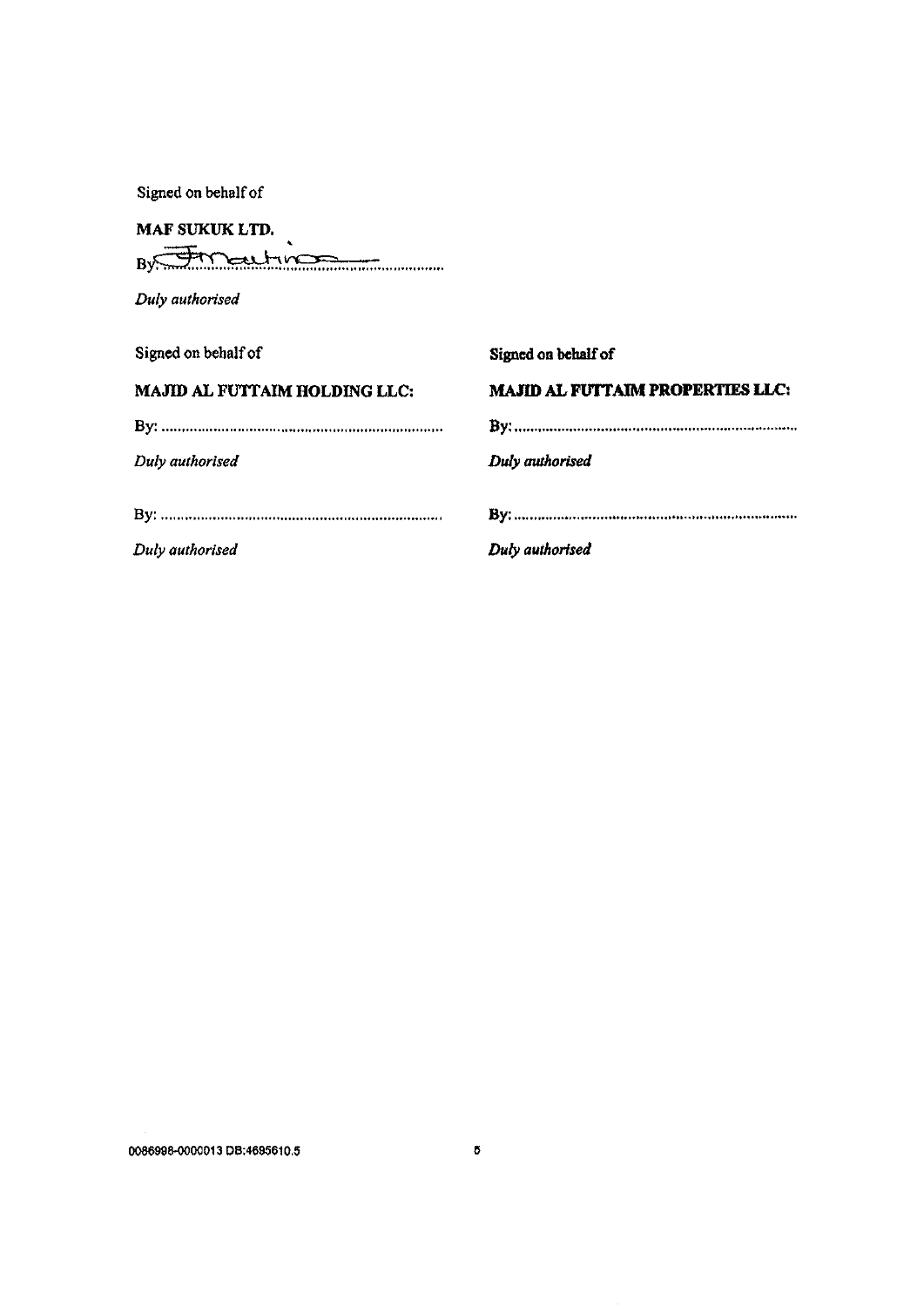Signed on behalf of

**MAF SUKUK LTD.**

By: ..........................................................................

*Duly authorised*

Signed on behalf of

**MAJID AL FUTTAIM HOLDING LLC:**

By: ..........................................................................

*Duly authorised*

By: ..........................................................................

*Duly authorised*

Signed on behalf of

**MAJID AL FUTTAIM PROPERTIES LLC:**

By: ..........................................................................

*Duly authorised*

By: ..........................................................................

*Duly authorised*

0086998-0000013 DB:4695610.5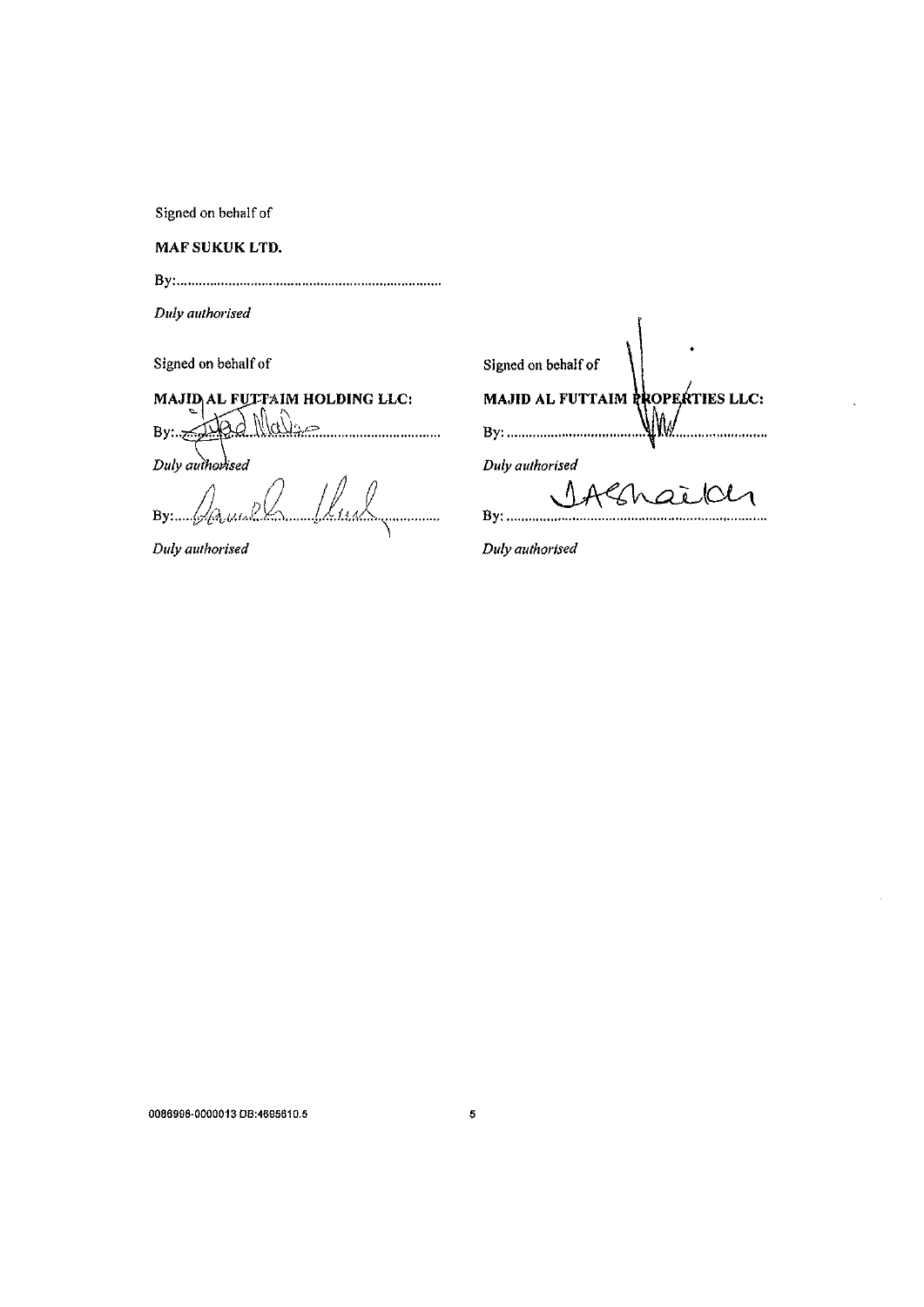Signed on behalf of

**MAF SUKUK LTD.**

By:.......................................................................

*Duly authorised*

Signed on behalf of

**MAJID AL FUTTAIM HOLDING LLC:**

By:.......................................................................

*Duly authorised*

By:.......................................................................

*Duly authorised*

Signed on behalf of

**MAJID AL FUTTAIM PROPERTIES LLC:**

By:.......................................................................

*Duly authorised*

By:.......................................................................

*Duly authorised*

0086998-0000013 DB:4695610.5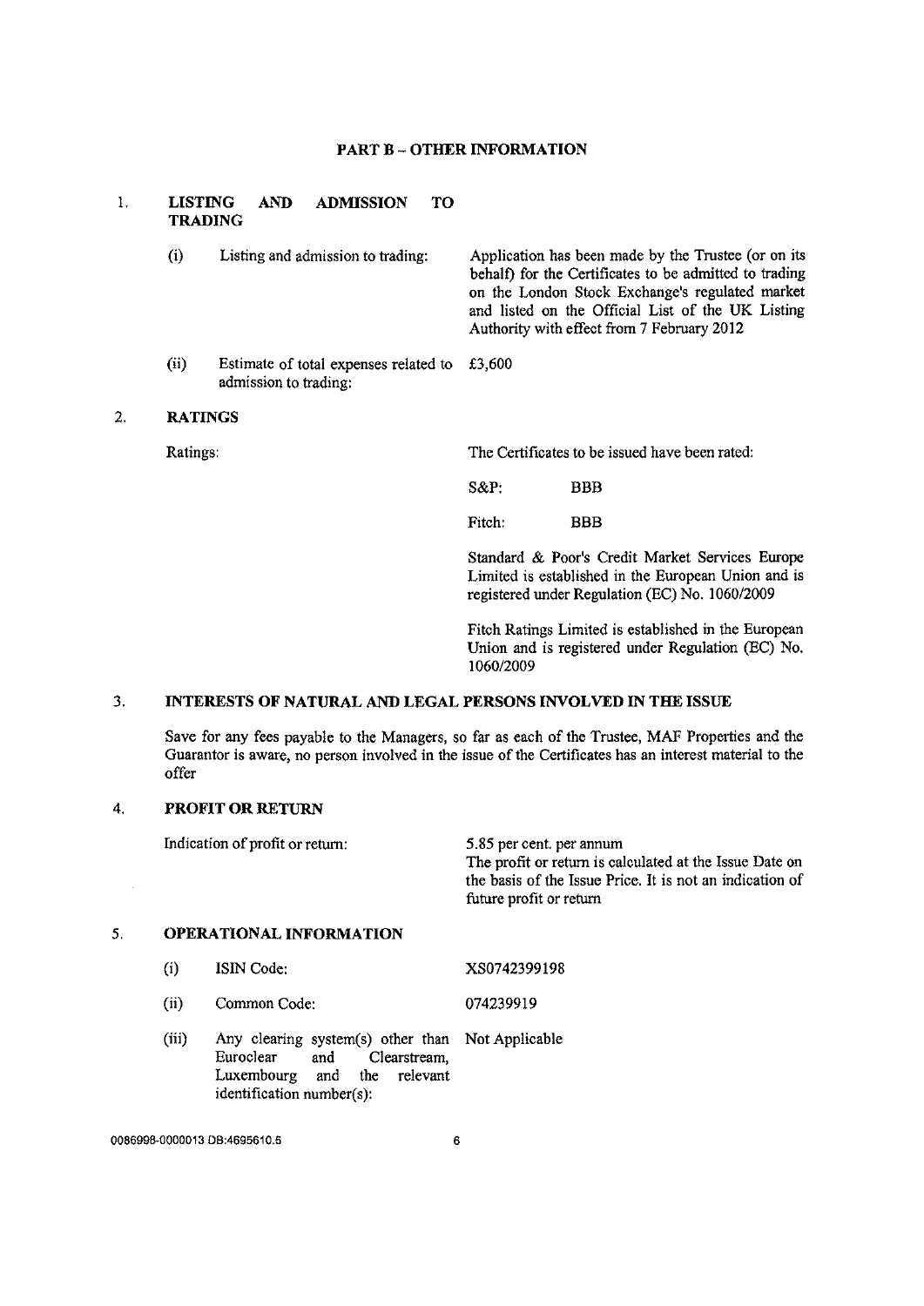## PART B – OTHER INFORMATION

### 1. LISTING AND ADMISSION TO TRADING

| | | |
|---|---|---|
| (i) | Listing and admission to trading: | Application has been made by the Trustee (or on its behalf) for the Certificates to be admitted to trading on the London Stock Exchange's regulated market and listed on the Official List of the UK Listing Authority with effect from 7 February 2012 |
| (ii) | Estimate of total expenses related to admission to trading: | £3,600 |

### 2. RATINGS

Ratings:

The Certificates to be issued have been rated:

| | |
|---|---|
| S&P: | BBB |
| Fitch: | BBB |

Standard & Poor's Credit Market Services Europe Limited is established in the European Union and is registered under Regulation (EC) No. 1060/2009

Fitch Ratings Limited is established in the European Union and is registered under Regulation (EC) No. 1060/2009

### 3. INTERESTS OF NATURAL AND LEGAL PERSONS INVOLVED IN THE ISSUE

Save for any fees payable to the Managers, so far as each of the Trustee, MAF Properties and the Guarantor is aware, no person involved in the issue of the Certificates has an interest material to the offer

### 4. PROFIT OR RETURN

Indication of profit or return:

5.85 per cent. per annum
The profit or return is calculated at the Issue Date on the basis of the Issue Price. It is not an indication of future profit or return

### 5. OPERATIONAL INFORMATION

| | | |
|---|---|---|
| (i) | ISIN Code: | XS0742399198 |
| (ii) | Common Code: | 074239919 |
| (iii) | Any clearing system(s) other than Euroclear and Clearstream, Luxembourg and the relevant identification number(s): | Not Applicable |

0086998-0000013 DB:4695610.6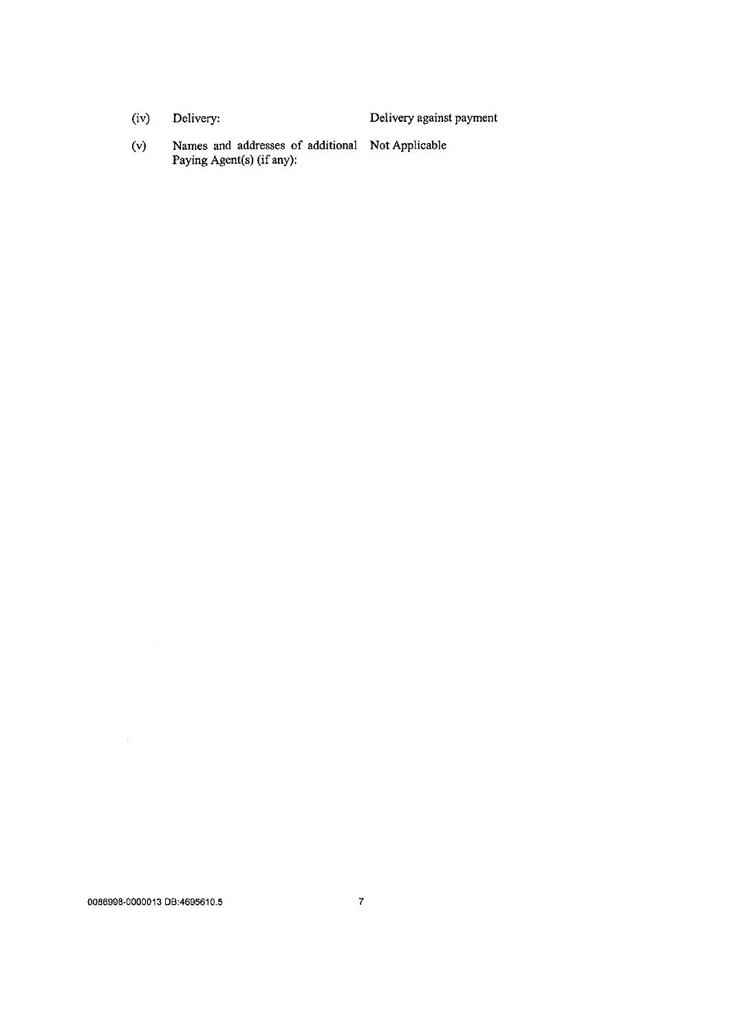| | | |
|---|---|---|
| (iv) | Delivery: | Delivery against payment |
| (v) | Names and addresses of additional Paying Agent(s) (if any): | Not Applicable |

0086998-0000013 DB:4695610.5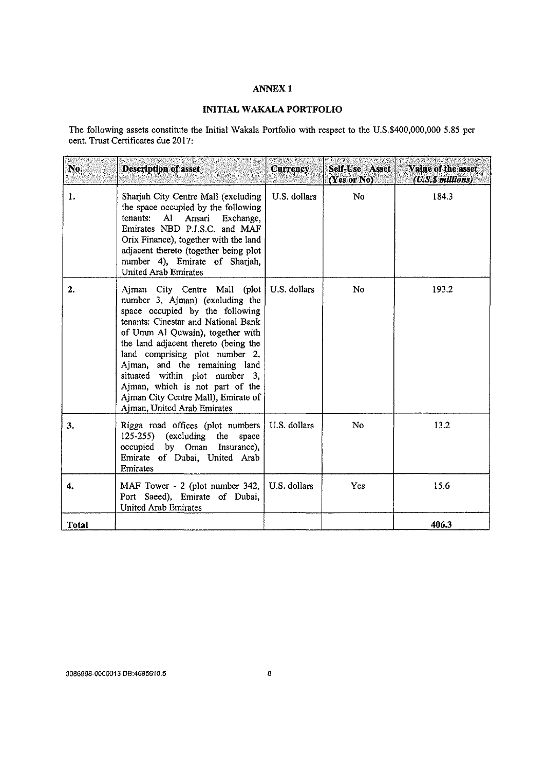# ANNEX 1

## INITIAL WAKALA PORTFOLIO

The following assets constitute the Initial Wakala Portfolio with respect to the U.S.$400,000,000 5.85 per cent. Trust Certificates due 2017:

| No. | Description of asset | Currency | Self-Use Asset (Yes or No) | Value of the asset *(U.S.$ millions)* |
|---|---|---|---|---|
| 1. | Sharjah City Centre Mall (excluding the space occupied by the following tenants: Al Ansari Exchange, Emirates NBD P.J.S.C. and MAF Orix Finance), together with the land adjacent thereto (together being plot number 4), Emirate of Sharjah, United Arab Emirates | U.S. dollars | No | 184.3 |
| 2. | Ajman City Centre Mall (plot number 3, Ajman) (excluding the space occupied by the following tenants: Cinestar and National Bank of Umm Al Quwain), together with the land adjacent thereto (being the land comprising plot number 2, Ajman, and the remaining land situated within plot number 3, Ajman, which is not part of the Ajman City Centre Mall), Emirate of Ajman, United Arab Emirates | U.S. dollars | No | 193.2 |
| 3. | Rigga road offices (plot numbers 125-255) (excluding the space occupied by Oman Insurance), Emirate of Dubai, United Arab Emirates | U.S. dollars | No | 13.2 |
| 4. | MAF Tower - 2 (plot number 342, Port Saeed), Emirate of Dubai, United Arab Emirates | U.S. dollars | Yes | 15.6 |
| **Total** | | | | **406.3** |

0086998-0000013 DB:4695610.5